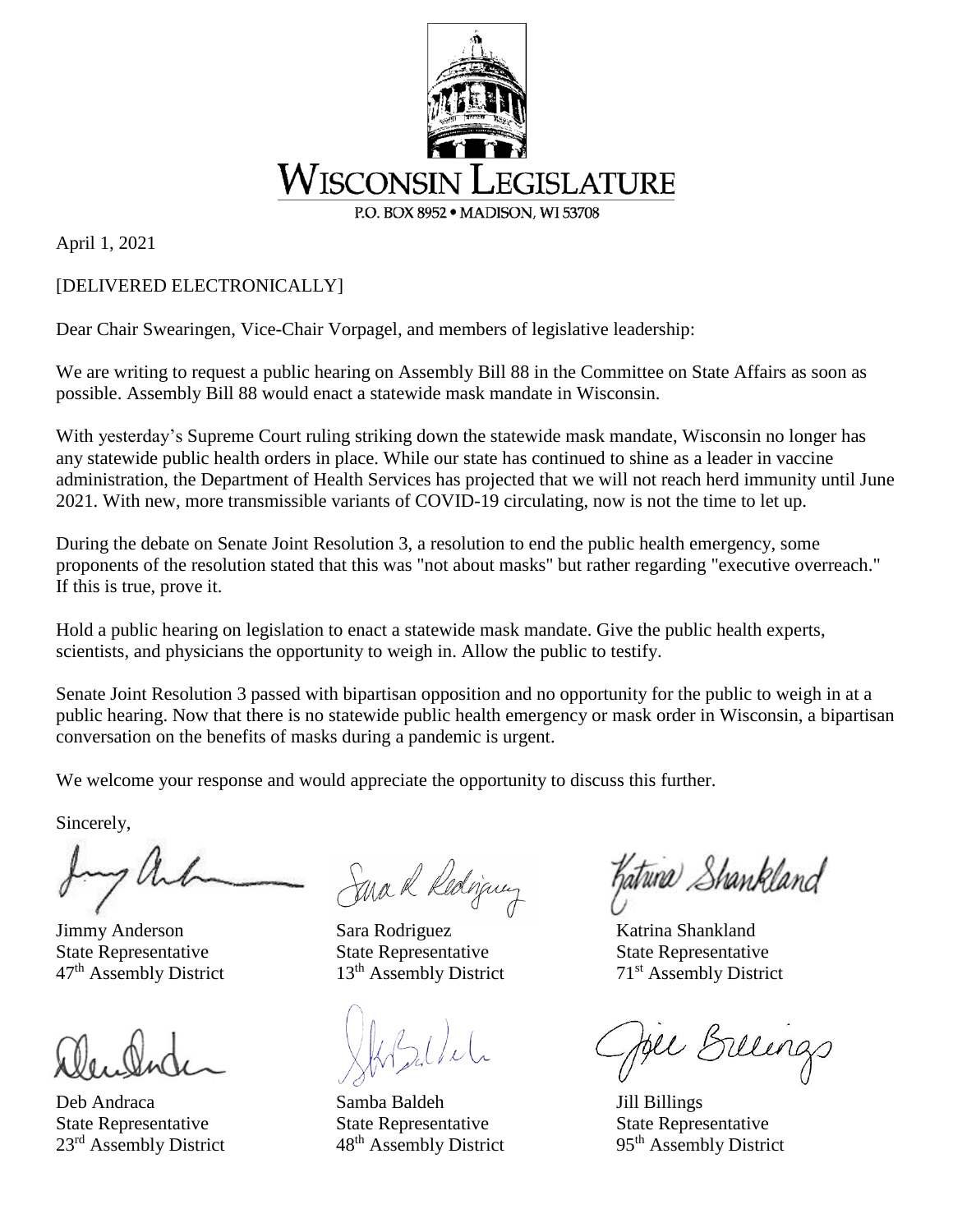# WISCONSIN LEGISLATURE

P.O. BOX 8952 • MADISON, WI 53708

April 1, 2021

[DELIVERED ELECTRONICALLY]

Dear Chair Swearingen, Vice-Chair Vorpagel, and members of legislative leadership:

We are writing to request a public hearing on Assembly Bill 88 in the Committee on State Affairs as soon as possible. Assembly Bill 88 would enact a statewide mask mandate in Wisconsin.

With yesterday's Supreme Court ruling striking down the statewide mask mandate, Wisconsin no longer has any statewide public health orders in place. While our state has continued to shine as a leader in vaccine administration, the Department of Health Services has projected that we will not reach herd immunity until June 2021. With new, more transmissible variants of COVID-19 circulating, now is not the time to let up.

During the debate on Senate Joint Resolution 3, a resolution to end the public health emergency, some proponents of the resolution stated that this was "not about masks" but rather regarding "executive overreach." If this is true, prove it.

Hold a public hearing on legislation to enact a statewide mask mandate. Give the public health experts, scientists, and physicians the opportunity to weigh in. Allow the public to testify.

Senate Joint Resolution 3 passed with bipartisan opposition and no opportunity for the public to weigh in at a public hearing. Now that there is no statewide public health emergency or mask order in Wisconsin, a bipartisan conversation on the benefits of masks during a pandemic is urgent.

We welcome your response and would appreciate the opportunity to discuss this further.

Sincerely,

Jimmy Anderson
State Representative
47th Assembly District

Sara Rodriguez
State Representative
13th Assembly District

Katrina Shankland
State Representative
71st Assembly District

Deb Andraca
State Representative
23rd Assembly District

Samba Baldeh
State Representative
48th Assembly District

Jill Billings
State Representative
95th Assembly District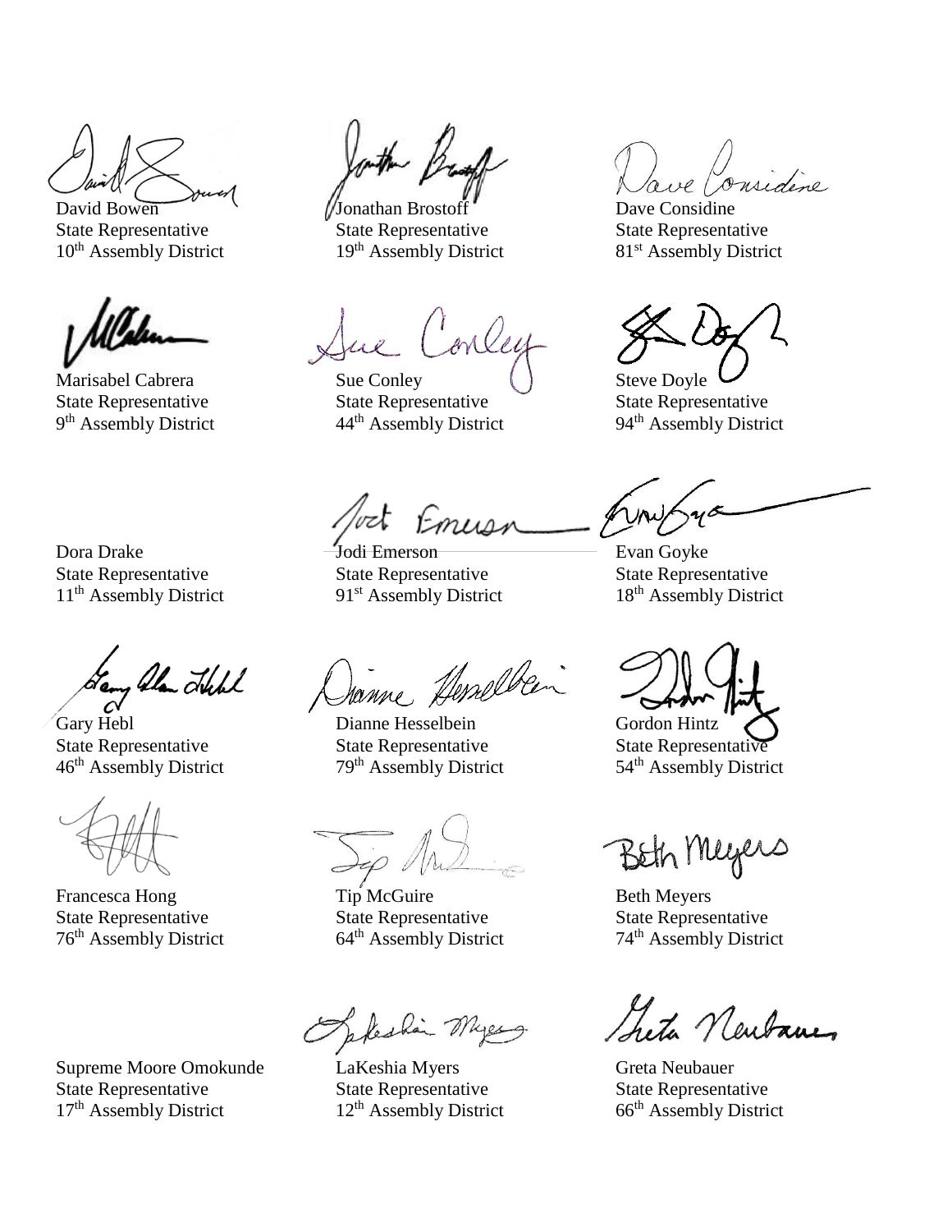David Bowen
State Representative
10th Assembly District

Jonathan Brostoff
State Representative
19th Assembly District

Dave Considine
State Representative
81st Assembly District

Marisabel Cabrera
State Representative
9th Assembly District

Sue Conley
State Representative
44th Assembly District

Steve Doyle
State Representative
94th Assembly District

Dora Drake
State Representative
11th Assembly District

Jodi Emerson
State Representative
91st Assembly District

Evan Goyke
State Representative
18th Assembly District

Gary Hebl
State Representative
46th Assembly District

Dianne Hesselbein
State Representative
79th Assembly District

Gordon Hintz
State Representative
54th Assembly District

Francesca Hong
State Representative
76th Assembly District

Tip McGuire
State Representative
64th Assembly District

Beth Meyers
State Representative
74th Assembly District

Supreme Moore Omokunde
State Representative
17th Assembly District

LaKeshia Myers
State Representative
12th Assembly District

Greta Neubauer
State Representative
66th Assembly District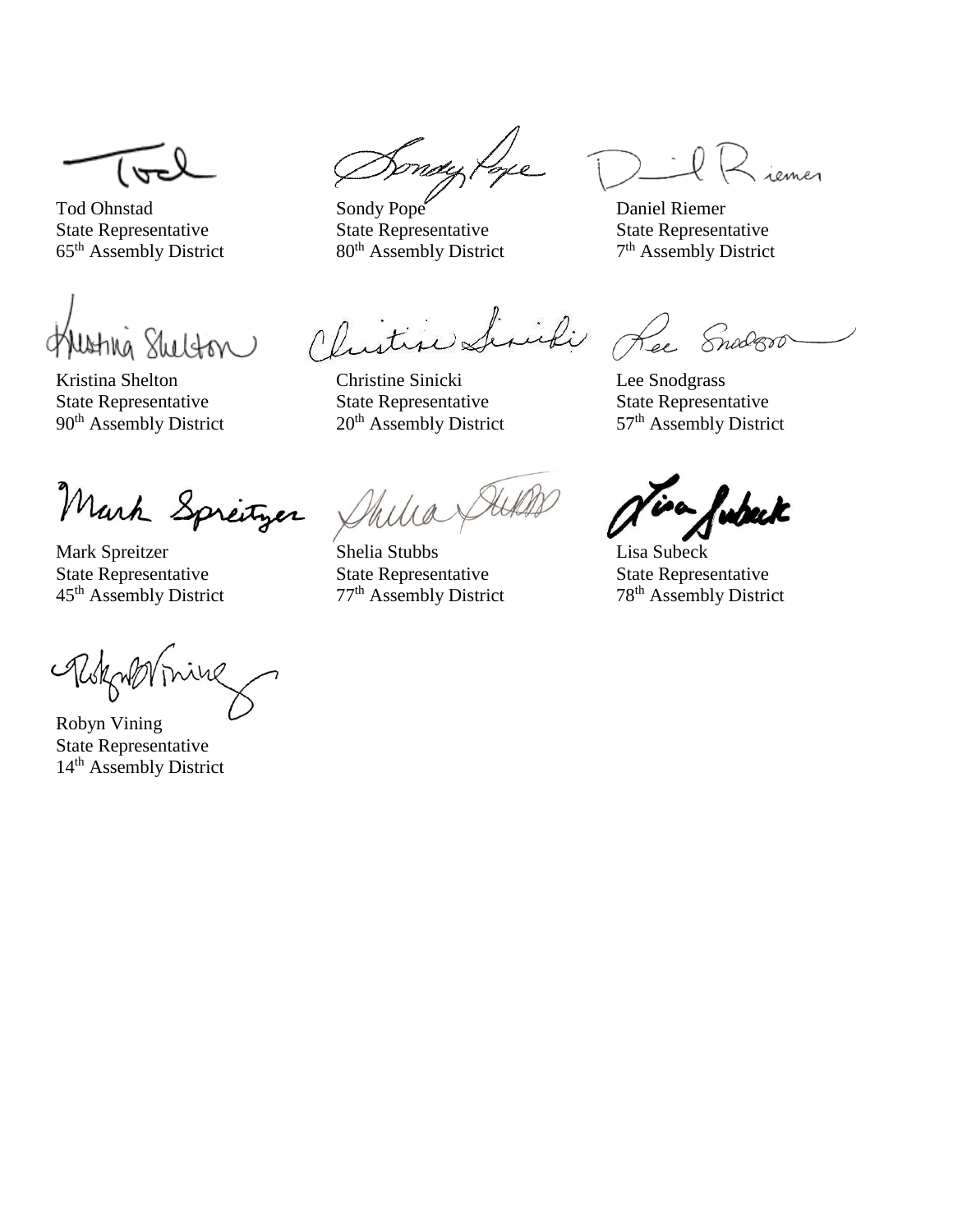Tod Ohnstad
State Representative
65th Assembly District

Sondy Pope
State Representative
80th Assembly District

Daniel Riemer
State Representative
7th Assembly District

Kristina Shelton
State Representative
90th Assembly District

Christine Sinicki
State Representative
20th Assembly District

Lee Snodgrass
State Representative
57th Assembly District

Mark Spreitzer
State Representative
45th Assembly District

Shelia Stubbs
State Representative
77th Assembly District

Lisa Subeck
State Representative
78th Assembly District

Robyn Vining
State Representative
14th Assembly District